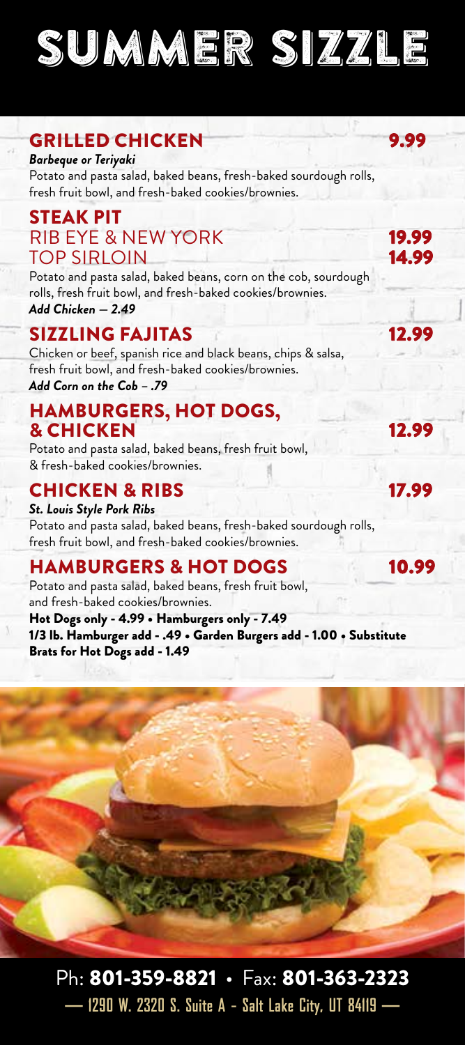# SUMMER SIZZLE

## GRILLED CHICKEN — 9.99

***Barbeque or Teriyaki***

Potato and pasta salad, baked beans, fresh-baked sourdough rolls, fresh fruit bowl, and fresh-baked cookies/brownies.

## STEAK PIT

**RIB EYE & NEW YORK — 19.99**

**TOP SIRLOIN — 14.99**

Potato and pasta salad, baked beans, corn on the cob, sourdough rolls, fresh fruit bowl, and fresh-baked cookies/brownies.

***Add Chicken – 2.49***

## SIZZLING FAJITAS — 12.99

Chicken or beef, spanish rice and black beans, chips & salsa, fresh fruit bowl, and fresh-baked cookies/brownies.

***Add Corn on the Cob – .79***

## HAMBURGERS, HOT DOGS, & CHICKEN — 12.99

Potato and pasta salad, baked beans, fresh fruit bowl, & fresh-baked cookies/brownies.

## CHICKEN & RIBS — 17.99

***St. Louis Style Pork Ribs***

Potato and pasta salad, baked beans, fresh-baked sourdough rolls, fresh fruit bowl, and fresh-baked cookies/brownies.

## HAMBURGERS & HOT DOGS — 10.99

Potato and pasta salad, baked beans, fresh fruit bowl, and fresh-baked cookies/brownies.

**Hot Dogs only - 4.99 • Hamburgers only - 7.49**

**1/3 lb. Hamburger add - .49 • Garden Burgers add - 1.00 • Substitute Brats for Hot Dogs add - 1.49**

Ph: **801-359-8821** • Fax: **801-363-2323**

— 1290 W. 2320 S. Suite A - Salt Lake City, UT 84119 —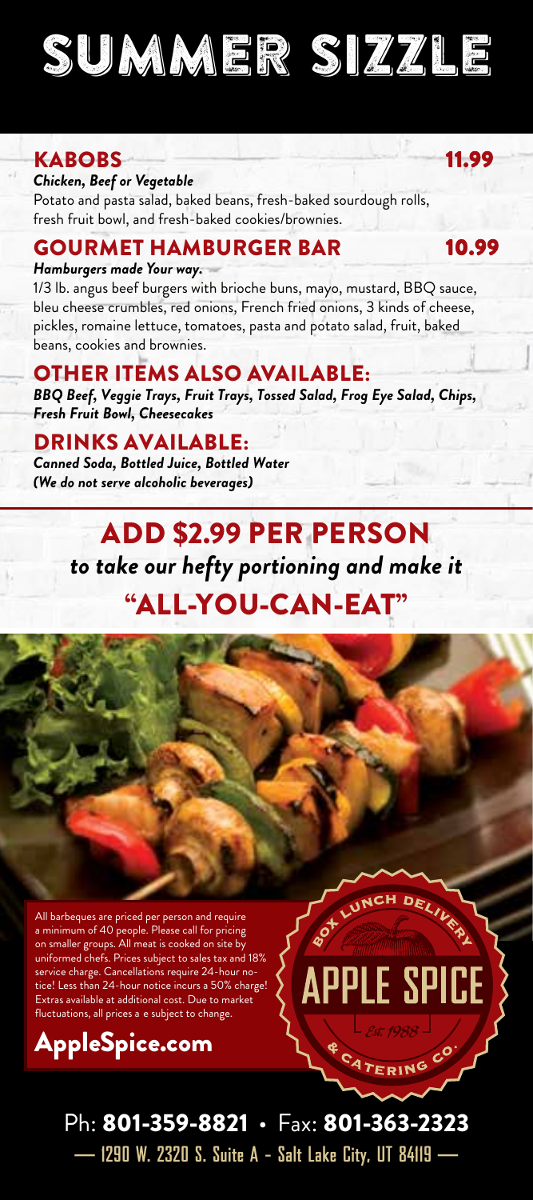# SUMMER SIZZLE

## KABOBS 11.99

***Chicken, Beef or Vegetable***

Potato and pasta salad, baked beans, fresh-baked sourdough rolls, fresh fruit bowl, and fresh-baked cookies/brownies.

## GOURMET HAMBURGER BAR 10.99

***Hamburgers made Your way.***

1/3 lb. angus beef burgers with brioche buns, mayo, mustard, BBQ sauce, bleu cheese crumbles, red onions, French fried onions, 3 kinds of cheese, pickles, romaine lettuce, tomatoes, pasta and potato salad, fruit, baked beans, cookies and brownies.

## OTHER ITEMS ALSO AVAILABLE:

***BBQ Beef, Veggie Trays, Fruit Trays, Tossed Salad, Frog Eye Salad, Chips, Fresh Fruit Bowl, Cheesecakes***

## DRINKS AVAILABLE:

***Canned Soda, Bottled Juice, Bottled Water (We do not serve alcoholic beverages)***

## ADD $2.99 PER PERSON

***to take our hefty portioning and make it***

## "ALL-YOU-CAN-EAT"

All barbeques are priced per person and require a minimum of 40 people. Please call for pricing on smaller groups. All meat is cooked on site by uniformed chefs. Prices subject to sales tax and 18% service charge. Cancellations require 24-hour notice! Less than 24-hour notice incurs a 50% charge! Extras available at additional cost. Due to market fluctuations, all prices a e subject to change.

**AppleSpice.com**

BOX LUNCH DELIVERY

APPLE SPICE

Est. 1988

& CATERING CO.

Ph: **801-359-8821** • Fax: **801-363-2323**

— 1290 W. 2320 S. Suite A - Salt Lake City, UT 84119 —